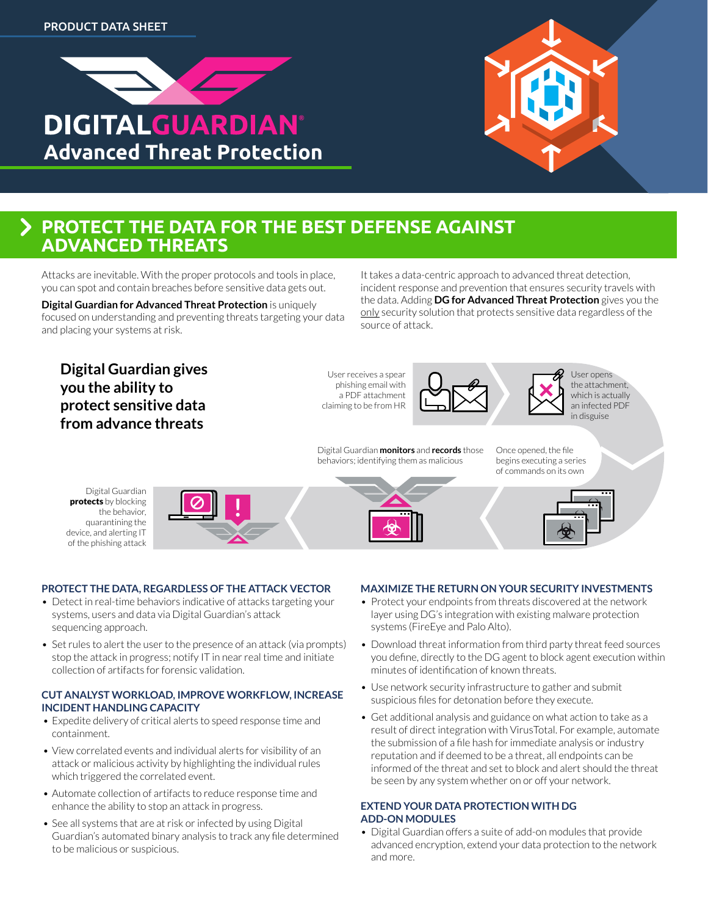PRODUCT DATA SHEET

# DIGITALGUARDIAN®

## Advanced Threat Protection

## PROTECT THE DATA FOR THE BEST DEFENSE AGAINST ADVANCED THREATS

Attacks are inevitable. With the proper protocols and tools in place, you can spot and contain breaches before sensitive data gets out.

**Digital Guardian for Advanced Threat Protection** is uniquely focused on understanding and preventing threats targeting your data and placing your systems at risk.

It takes a data-centric approach to advanced threat detection, incident response and prevention that ensures security travels with the data. Adding **DG for Advanced Threat Protection** gives you the only security solution that protects sensitive data regardless of the source of attack.

### Digital Guardian gives you the ability to protect sensitive data from advance threats

User receives a spear phishing email with a PDF attachment claiming to be from HR

User opens the attachment, which is actually an infected PDF in disguise

Once opened, the file begins executing a series of commands on its own

Digital Guardian **monitors** and **records** those behaviors; identifying them as malicious

Digital Guardian **protects** by blocking the behavior, quarantining the device, and alerting IT of the phishing attack

### PROTECT THE DATA, REGARDLESS OF THE ATTACK VECTOR

- Detect in real-time behaviors indicative of attacks targeting your systems, users and data via Digital Guardian's attack sequencing approach.
- Set rules to alert the user to the presence of an attack (via prompts) stop the attack in progress; notify IT in near real time and initiate collection of artifacts for forensic validation.

### CUT ANALYST WORKLOAD, IMPROVE WORKFLOW, INCREASE INCIDENT HANDLING CAPACITY

- Expedite delivery of critical alerts to speed response time and containment.
- View correlated events and individual alerts for visibility of an attack or malicious activity by highlighting the individual rules which triggered the correlated event.
- Automate collection of artifacts to reduce response time and enhance the ability to stop an attack in progress.
- See all systems that are at risk or infected by using Digital Guardian's automated binary analysis to track any file determined to be malicious or suspicious.

### MAXIMIZE THE RETURN ON YOUR SECURITY INVESTMENTS

- Protect your endpoints from threats discovered at the network layer using DG's integration with existing malware protection systems (FireEye and Palo Alto).
- Download threat information from third party threat feed sources you define, directly to the DG agent to block agent execution within minutes of identification of known threats.
- Use network security infrastructure to gather and submit suspicious files for detonation before they execute.
- Get additional analysis and guidance on what action to take as a result of direct integration with VirusTotal. For example, automate the submission of a file hash for immediate analysis or industry reputation and if deemed to be a threat, all endpoints can be informed of the threat and set to block and alert should the threat be seen by any system whether on or off your network.

### EXTEND YOUR DATA PROTECTION WITH DG ADD-ON MODULES

- Digital Guardian offers a suite of add-on modules that provide advanced encryption, extend your data protection to the network and more.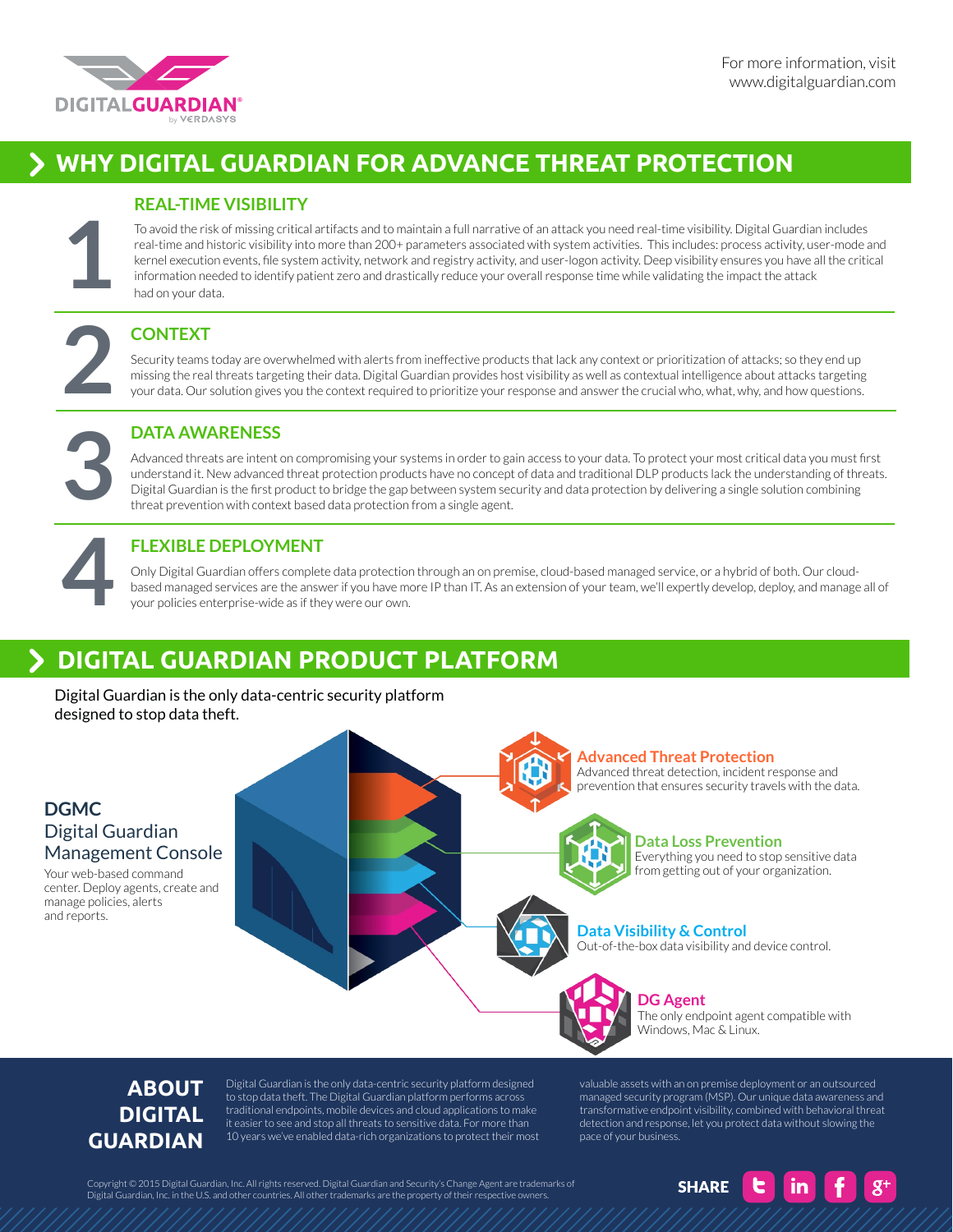For more information, visit www.digitalguardian.com

## WHY DIGITAL GUARDIAN FOR ADVANCE THREAT PROTECTION

### 1 REAL-TIME VISIBILITY

To avoid the risk of missing critical artifacts and to maintain a full narrative of an attack you need real-time visibility. Digital Guardian includes real-time and historic visibility into more than 200+ parameters associated with system activities. This includes: process activity, user-mode and kernel execution events, file system activity, network and registry activity, and user-logon activity. Deep visibility ensures you have all the critical information needed to identify patient zero and drastically reduce your overall response time while validating the impact the attack had on your data.

### 2 CONTEXT

Security teams today are overwhelmed with alerts from ineffective products that lack any context or prioritization of attacks; so they end up missing the real threats targeting their data. Digital Guardian provides host visibility as well as contextual intelligence about attacks targeting your data. Our solution gives you the context required to prioritize your response and answer the crucial who, what, why, and how questions.

### 3 DATA AWARENESS

Advanced threats are intent on compromising your systems in order to gain access to your data. To protect your most critical data you must first understand it. New advanced threat protection products have no concept of data and traditional DLP products lack the understanding of threats. Digital Guardian is the first product to bridge the gap between system security and data protection by delivering a single solution combining threat prevention with context based data protection from a single agent.

### 4 FLEXIBLE DEPLOYMENT

Only Digital Guardian offers complete data protection through an on premise, cloud-based managed service, or a hybrid of both. Our cloud-based managed services are the answer if you have more IP than IT. As an extension of your team, we'll expertly develop, deploy, and manage all of your policies enterprise-wide as if they were our own.

## DIGITAL GUARDIAN PRODUCT PLATFORM

Digital Guardian is the only data-centric security platform designed to stop data theft.

**DGMC**
Digital Guardian Management Console

Your web-based command center. Deploy agents, create and manage policies, alerts and reports.

**Advanced Threat Protection**
Advanced threat detection, incident response and prevention that ensures security travels with the data.

**Data Loss Prevention**
Everything you need to stop sensitive data from getting out of your organization.

**Data Visibility & Control**
Out-of-the-box data visibility and device control.

**DG Agent**
The only endpoint agent compatible with Windows, Mac & Linux.

## ABOUT DIGITAL GUARDIAN

Digital Guardian is the only data-centric security platform designed to stop data theft. The Digital Guardian platform performs across traditional endpoints, mobile devices and cloud applications to make it easier to see and stop all threats to sensitive data. For more than 10 years we've enabled data-rich organizations to protect their most valuable assets with an on premise deployment or an outsourced managed security program (MSP). Our unique data awareness and transformative endpoint visibility, combined with behavioral threat detection and response, let you protect data without slowing the pace of your business.

Copyright © 2015 Digital Guardian, Inc. All rights reserved. Digital Guardian and Security's Change Agent are trademarks of Digital Guardian, Inc. in the U.S. and other countries. All other trademarks are the property of their respective owners.

SHARE